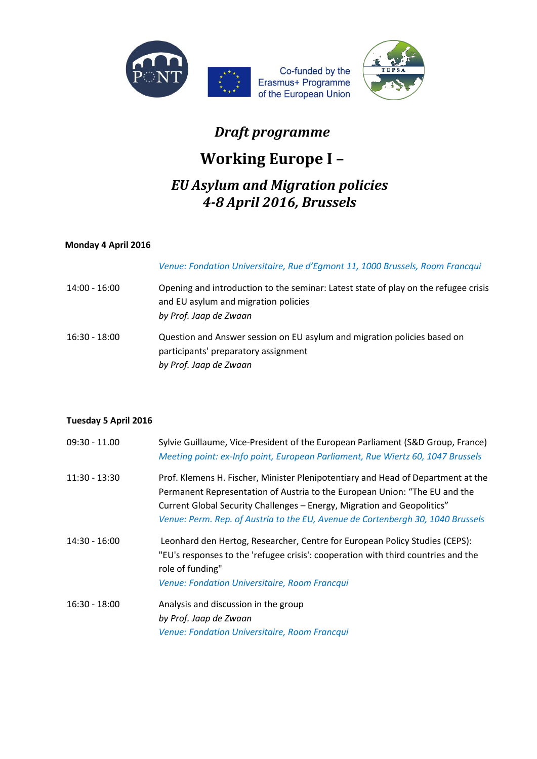Co-funded by the Erasmus+ Programme of the European Union

*Draft programme*

# Working Europe I –

## *EU Asylum and Migration policies*
## *4-8 April 2016, Brussels*

**Monday 4 April 2016**

| | |
|---|---|
| | *Venue: Fondation Universitaire, Rue d'Egmont 11, 1000 Brussels, Room Francqui* |
| 14:00 - 16:00 | Opening and introduction to the seminar: Latest state of play on the refugee crisis and EU asylum and migration policies<br>*by Prof. Jaap de Zwaan* |
| 16:30 - 18:00 | Question and Answer session on EU asylum and migration policies based on participants' preparatory assignment<br>*by Prof. Jaap de Zwaan* |

**Tuesday 5 April 2016**

| | |
|---|---|
| 09:30 - 11.00 | Sylvie Guillaume, Vice-President of the European Parliament (S&D Group, France)<br>*Meeting point: ex-Info point, European Parliament, Rue Wiertz 60, 1047 Brussels* |
| 11:30 - 13:30 | Prof. Klemens H. Fischer, Minister Plenipotentiary and Head of Department at the Permanent Representation of Austria to the European Union: "The EU and the Current Global Security Challenges – Energy, Migration and Geopolitics"<br>*Venue: Perm. Rep. of Austria to the EU, Avenue de Cortenbergh 30, 1040 Brussels* |
| 14:30 - 16:00 | Leonhard den Hertog, Researcher, Centre for European Policy Studies (CEPS): "EU's responses to the 'refugee crisis': cooperation with third countries and the role of funding"<br>*Venue: Fondation Universitaire, Room Francqui* |
| 16:30 - 18:00 | Analysis and discussion in the group<br>*by Prof. Jaap de Zwaan*<br>*Venue: Fondation Universitaire, Room Francqui* |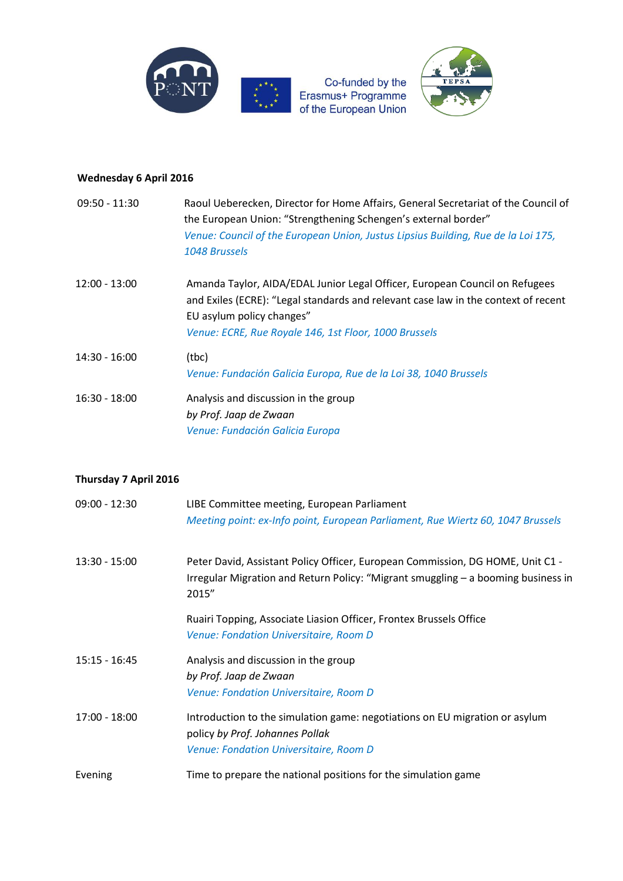**Wednesday 6 April 2016**

| | |
|---|---|
| 09:50 - 11:30 | Raoul Ueberecken, Director for Home Affairs, General Secretariat of the Council of the European Union: "Strengthening Schengen's external border"<br>*Venue: Council of the European Union, Justus Lipsius Building, Rue de la Loi 175, 1048 Brussels* |
| 12:00 - 13:00 | Amanda Taylor, AIDA/EDAL Junior Legal Officer, European Council on Refugees and Exiles (ECRE): "Legal standards and relevant case law in the context of recent EU asylum policy changes"<br>*Venue: ECRE, Rue Royale 146, 1st Floor, 1000 Brussels* |
| 14:30 - 16:00 | (tbc)<br>*Venue: Fundación Galicia Europa, Rue de la Loi 38, 1040 Brussels* |
| 16:30 - 18:00 | Analysis and discussion in the group<br>*by Prof. Jaap de Zwaan*<br>*Venue: Fundación Galicia Europa* |

**Thursday 7 April 2016**

| | |
|---|---|
| 09:00 - 12:30 | LIBE Committee meeting, European Parliament<br>*Meeting point: ex-Info point, European Parliament, Rue Wiertz 60, 1047 Brussels* |
| 13:30 - 15:00 | Peter David, Assistant Policy Officer, European Commission, DG HOME, Unit C1 - Irregular Migration and Return Policy: "Migrant smuggling – a booming business in 2015"<br><br>Ruairi Topping, Associate Liasion Officer, Frontex Brussels Office<br>*Venue: Fondation Universitaire, Room D* |
| 15:15 - 16:45 | Analysis and discussion in the group<br>*by Prof. Jaap de Zwaan*<br>*Venue: Fondation Universitaire, Room D* |
| 17:00 - 18:00 | Introduction to the simulation game: negotiations on EU migration or asylum policy *by Prof. Johannes Pollak*<br>*Venue: Fondation Universitaire, Room D* |
| Evening | Time to prepare the national positions for the simulation game |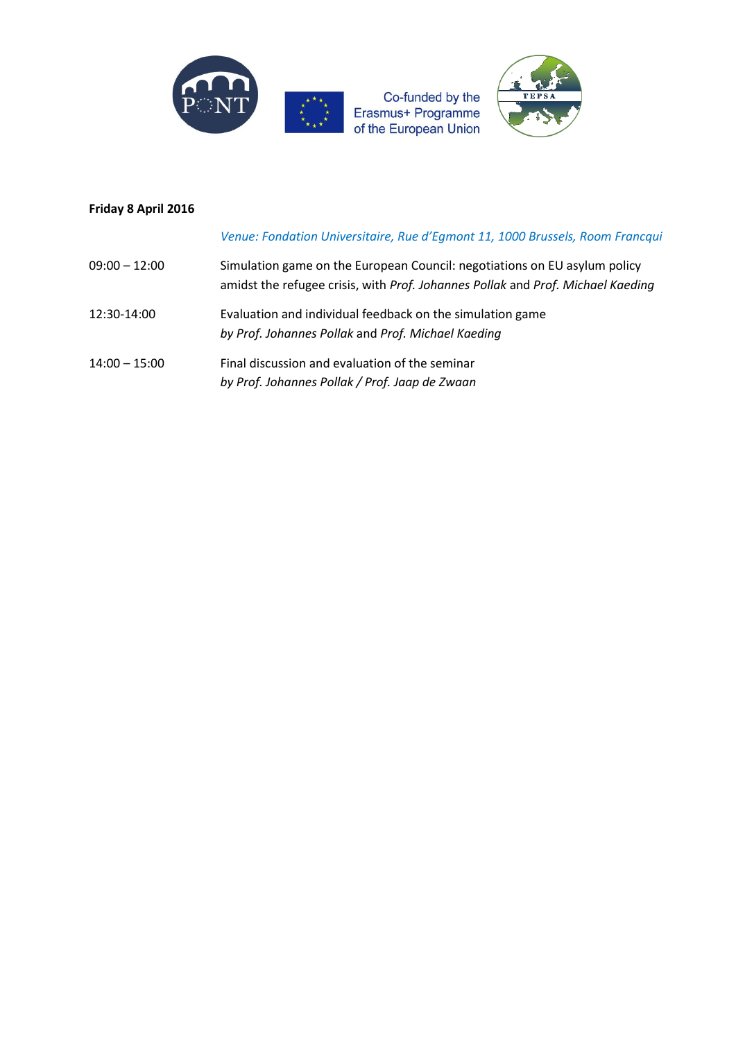Co-funded by the Erasmus+ Programme of the European Union

**Friday 8 April 2016**

| | |
|---|---|
| | *Venue: Fondation Universitaire, Rue d'Egmont 11, 1000 Brussels, Room Francqui* |
| 09:00 – 12:00 | Simulation game on the European Council: negotiations on EU asylum policy amidst the refugee crisis, with *Prof. Johannes Pollak* and *Prof. Michael Kaeding* |
| 12:30-14:00 | Evaluation and individual feedback on the simulation game *by Prof. Johannes Pollak* and *Prof. Michael Kaeding* |
| 14:00 – 15:00 | Final discussion and evaluation of the seminar *by Prof. Johannes Pollak / Prof. Jaap de Zwaan* |